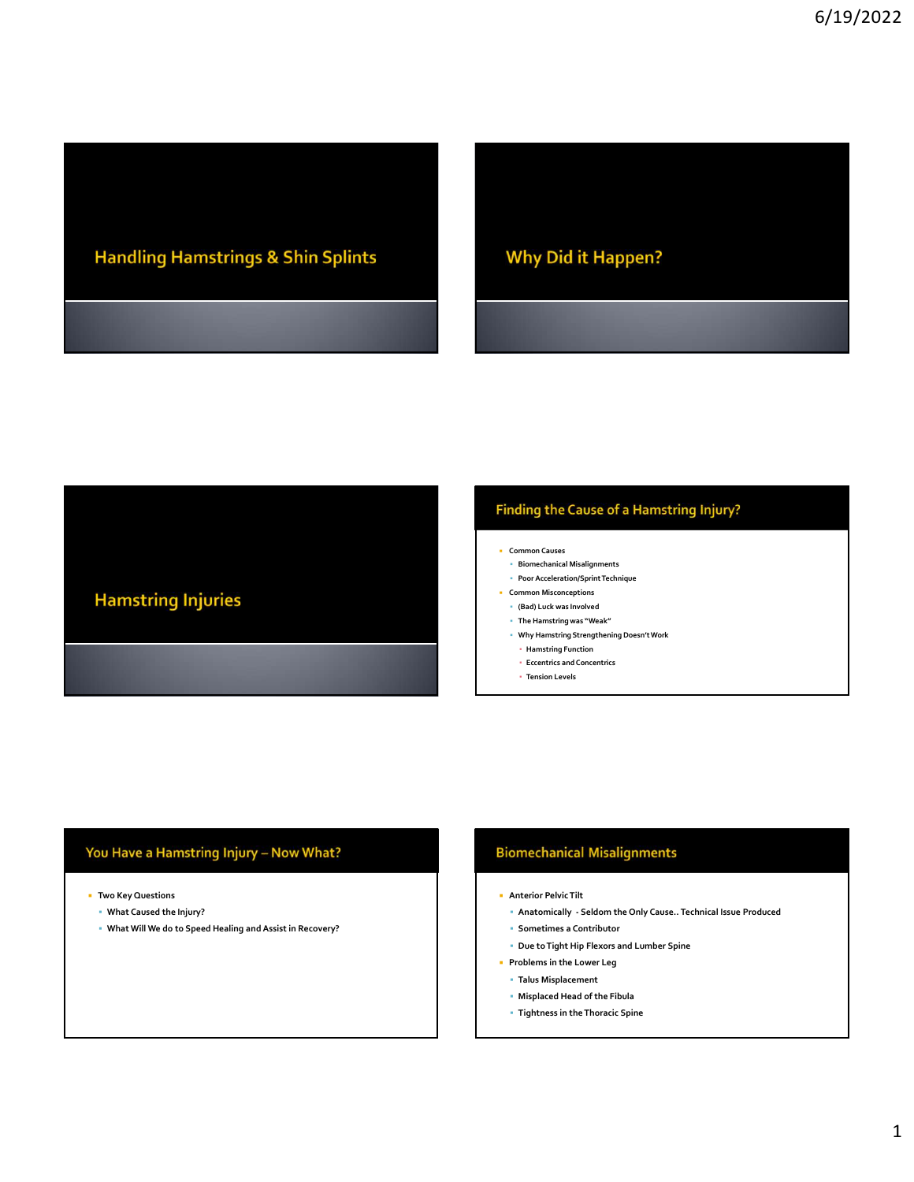# Handling Hamstrings & Shin Splints

# Why Did it Happen?

# Hamstring Injuries

## Finding the Cause of a Hamstring Injury?

- Common Causes
  - Biomechanical Misalignments
  - Poor Acceleration/Sprint Technique
- Common Misconceptions
  - (Bad) Luck was Involved
  - The Hamstring was "Weak"
  - Why Hamstring Strengthening Doesn't Work
    - Hamstring Function
    - Eccentrics and Concentrics
    - Tension Levels

## You Have a Hamstring Injury – Now What?

- Two Key Questions
  - What Caused the Injury?
  - What Will We do to Speed Healing and Assist in Recovery?

## Biomechanical Misalignments

- Anterior Pelvic Tilt
  - Anatomically - Seldom the Only Cause.. Technical Issue Produced
  - Sometimes a Contributor
  - Due to Tight Hip Flexors and Lumber Spine
- Problems in the Lower Leg
  - Talus Misplacement
  - Misplaced Head of the Fibula
  - Tightness in the Thoracic Spine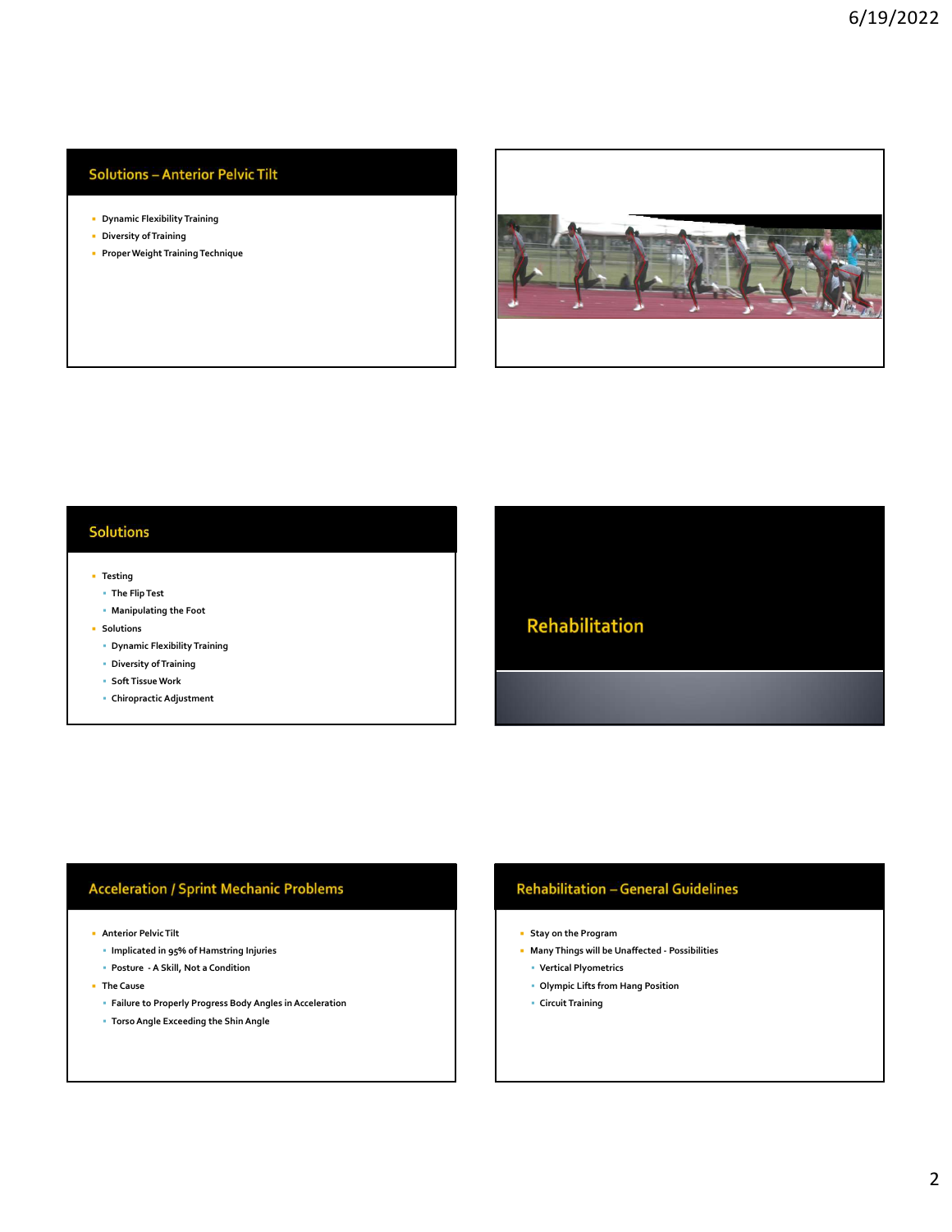## Solutions – Anterior Pelvic Tilt

- Dynamic Flexibility Training
- Diversity of Training
- Proper Weight Training Technique

## Solutions

- Testing
  - The Flip Test
  - Manipulating the Foot
- Solutions
  - Dynamic Flexibility Training
  - Diversity of Training
  - Soft Tissue Work
  - Chiropractic Adjustment

# Rehabilitation

## Acceleration / Sprint Mechanic Problems

- Anterior Pelvic Tilt
  - Implicated in 95% of Hamstring Injuries
  - Posture - A Skill, Not a Condition
- The Cause
  - Failure to Properly Progress Body Angles in Acceleration
  - Torso Angle Exceeding the Shin Angle

## Rehabilitation – General Guidelines

- Stay on the Program
- Many Things will be Unaffected - Possibilities
  - Vertical Plyometrics
  - Olympic Lifts from Hang Position
  - Circuit Training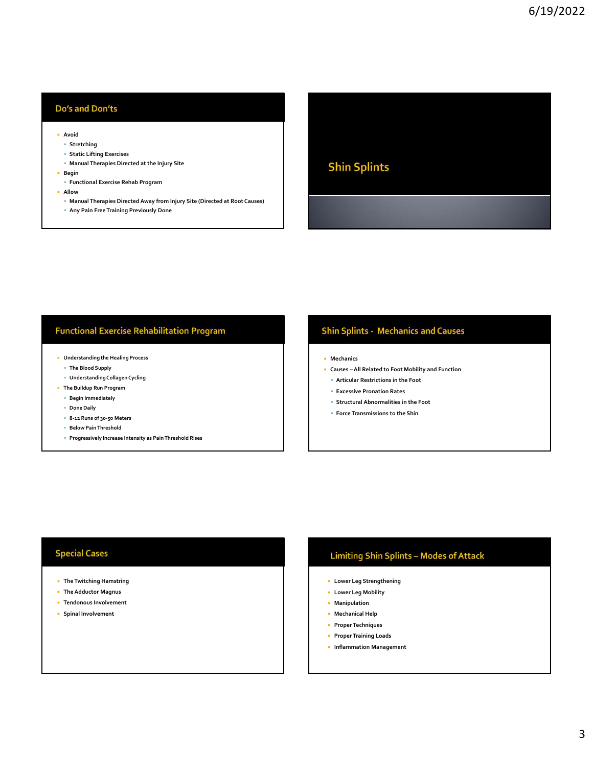## Do's and Don'ts

- Avoid
  - Stretching
  - Static Lifting Exercises
  - Manual Therapies Directed at the Injury Site
- Begin
  - Functional Exercise Rehab Program
- Allow
  - Manual Therapies Directed Away from Injury Site (Directed at Root Causes)
  - Any Pain Free Training Previously Done

## Shin Splints

## Functional Exercise Rehabilitation Program

- Understanding the Healing Process
  - The Blood Supply
  - Understanding Collagen Cycling
- The Buildup Run Program
  - Begin Immediately
  - Done Daily
  - 8-12 Runs of 30-50 Meters
  - Below Pain Threshold
  - Progressively Increase Intensity as Pain Threshold Rises

## Shin Splints - Mechanics and Causes

- Mechanics
- Causes – All Related to Foot Mobility and Function
  - Articular Restrictions in the Foot
  - Excessive Pronation Rates
  - Structural Abnormalities in the Foot
  - Force Transmissions to the Shin

## Special Cases

- The Twitching Hamstring
- The Adductor Magnus
- Tendonous Involvement
- Spinal Involvement

## Limiting Shin Splints – Modes of Attack

- Lower Leg Strengthening
- Lower Leg Mobility
- Manipulation
- Mechanical Help
- Proper Techniques
- Proper Training Loads
- Inflammation Management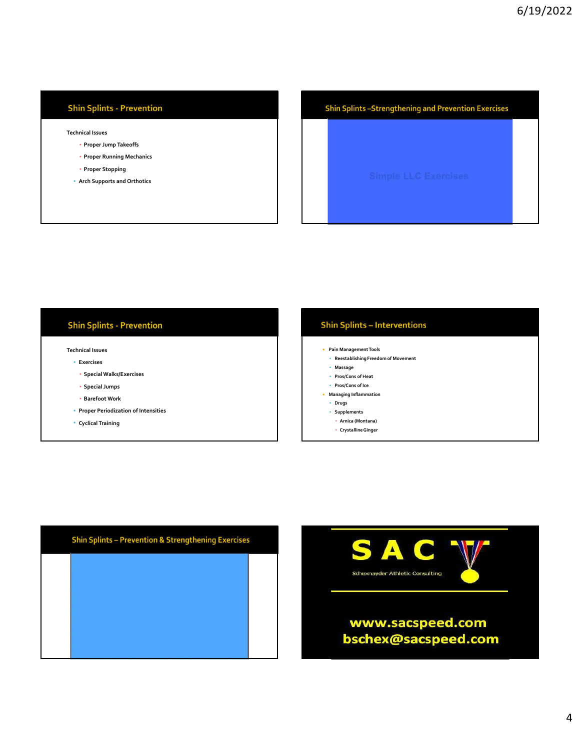## Shin Splints - Prevention

- Technical Issues
  - Proper Jump Takeoffs
  - Proper Running Mechanics
  - Proper Stopping
- Arch Supports and Orthotics

## Shin Splints –Strengthening and Prevention Exercises

Simple LLC Exercises

## Shin Splints - Prevention

- Technical Issues
- Exercises
  - Special Walks/Exercises
  - Special Jumps
  - Barefoot Work
- Proper Periodization of Intensities
- Cyclical Training

## Shin Splints – Interventions

- Pain Management Tools
  - Reestablishing Freedom of Movement
  - Massage
  - Pros/Cons of Heat
  - Pros/Cons of Ice
- Managing Inflammation
  - Drugs
  - Supplements
    - Arnica (Montana)
    - Crystalline Ginger

## Shin Splints – Prevention & Strengthening Exercises

SAC

Schexnayder Athletic Consulting

www.sacspeed.com

bschex@sacspeed.com